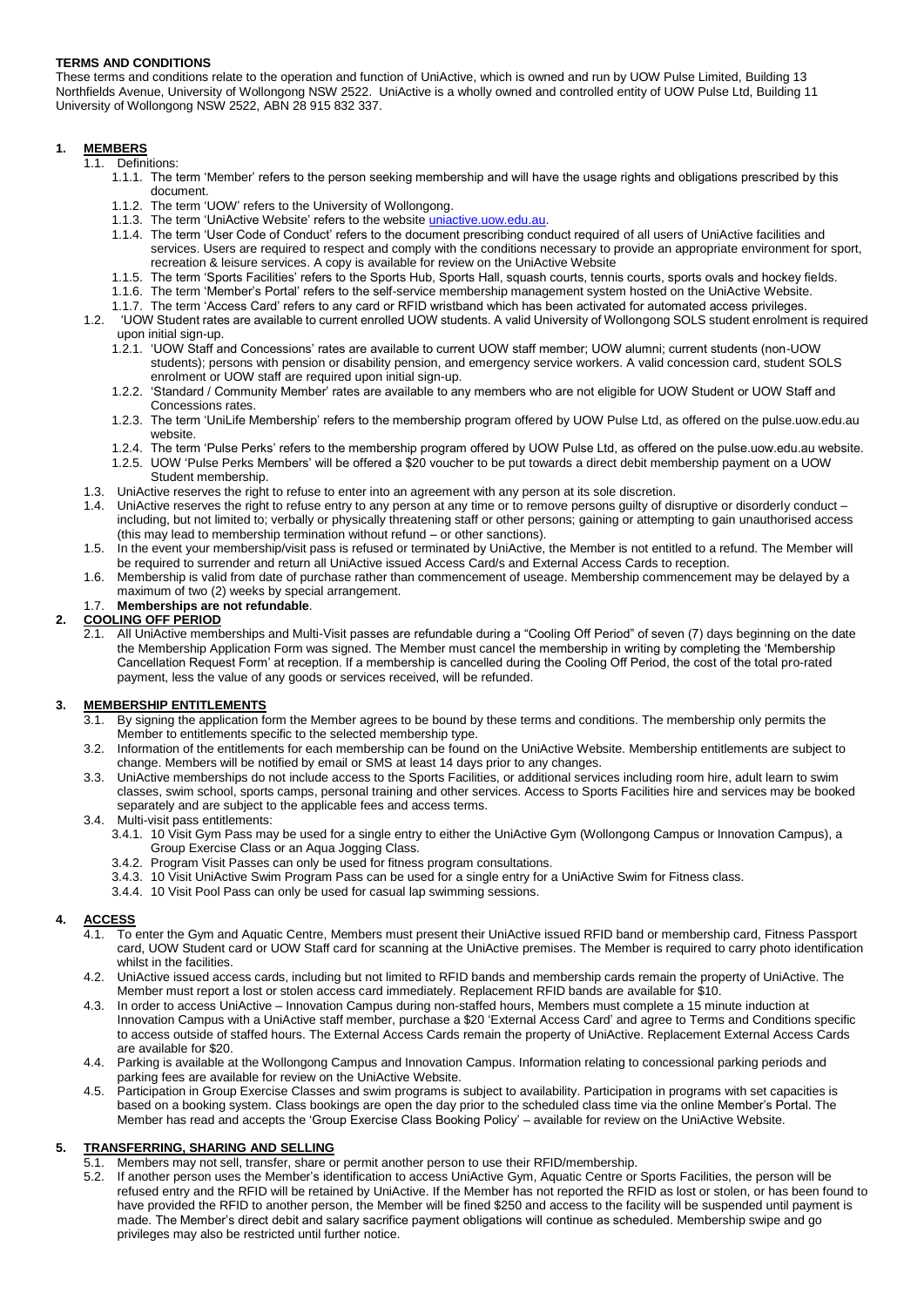**TERMS AND CONDITIONS**

These terms and conditions relate to the operation and function of UniActive, which is owned and run by UOW Pulse Limited, Building 13 Northfields Avenue, University of Wollongong NSW 2522. UniActive is a wholly owned and controlled entity of UOW Pulse Ltd, Building 11 University of Wollongong NSW 2522, ABN 28 915 832 337.

**1. MEMBERS**

1.1. Definitions:

1.1.1. The term 'Member' refers to the person seeking membership and will have the usage rights and obligations prescribed by this document.

1.1.2. The term 'UOW' refers to the University of Wollongong.

1.1.3. The term 'UniActive Website' refers to the website uniactive.uow.edu.au.

1.1.4. The term 'User Code of Conduct' refers to the document prescribing conduct required of all users of UniActive facilities and services. Users are required to respect and comply with the conditions necessary to provide an appropriate environment for sport, recreation & leisure services. A copy is available for review on the UniActive Website

1.1.5. The term 'Sports Facilities' refers to the Sports Hub, Sports Hall, squash courts, tennis courts, sports ovals and hockey fields.

1.1.6. The term 'Member's Portal' refers to the self-service membership management system hosted on the UniActive Website.

1.1.7. The term 'Access Card' refers to any card or RFID wristband which has been activated for automated access privileges.

1.2. 'UOW Student rates are available to current enrolled UOW students. A valid University of Wollongong SOLS student enrolment is required upon initial sign-up.

1.2.1. 'UOW Staff and Concessions' rates are available to current UOW staff member; UOW alumni; current students (non-UOW students); persons with pension or disability pension, and emergency service workers. A valid concession card, student SOLS enrolment or UOW staff are required upon initial sign-up.

1.2.2. 'Standard / Community Member' rates are available to any members who are not eligible for UOW Student or UOW Staff and Concessions rates.

1.2.3. The term 'UniLife Membership' refers to the membership program offered by UOW Pulse Ltd, as offered on the pulse.uow.edu.au website.

1.2.4. The term 'Pulse Perks' refers to the membership program offered by UOW Pulse Ltd, as offered on the pulse.uow.edu.au website.

1.2.5. UOW 'Pulse Perks Members' will be offered a $20 voucher to be put towards a direct debit membership payment on a UOW Student membership.

1.3. UniActive reserves the right to refuse to enter into an agreement with any person at its sole discretion.

1.4. UniActive reserves the right to refuse entry to any person at any time or to remove persons guilty of disruptive or disorderly conduct – including, but not limited to; verbally or physically threatening staff or other persons; gaining or attempting to gain unauthorised access (this may lead to membership termination without refund – or other sanctions).

1.5. In the event your membership/visit pass is refused or terminated by UniActive, the Member is not entitled to a refund. The Member will be required to surrender and return all UniActive issued Access Card/s and External Access Cards to reception.

1.6. Membership is valid from date of purchase rather than commencement of useage. Membership commencement may be delayed by a maximum of two (2) weeks by special arrangement.

1.7. **Memberships are not refundable**.

**2. COOLING OFF PERIOD**

2.1. All UniActive memberships and Multi-Visit passes are refundable during a "Cooling Off Period" of seven (7) days beginning on the date the Membership Application Form was signed. The Member must cancel the membership in writing by completing the 'Membership Cancellation Request Form' at reception. If a membership is cancelled during the Cooling Off Period, the cost of the total pro-rated payment, less the value of any goods or services received, will be refunded.

**3. MEMBERSHIP ENTITLEMENTS**

3.1. By signing the application form the Member agrees to be bound by these terms and conditions. The membership only permits the Member to entitlements specific to the selected membership type.

3.2. Information of the entitlements for each membership can be found on the UniActive Website. Membership entitlements are subject to change. Members will be notified by email or SMS at least 14 days prior to any changes.

3.3. UniActive memberships do not include access to the Sports Facilities, or additional services including room hire, adult learn to swim classes, swim school, sports camps, personal training and other services. Access to Sports Facilities hire and services may be booked separately and are subject to the applicable fees and access terms.

3.4. Multi-visit pass entitlements:

3.4.1. 10 Visit Gym Pass may be used for a single entry to either the UniActive Gym (Wollongong Campus or Innovation Campus), a Group Exercise Class or an Aqua Jogging Class.

3.4.2. Program Visit Passes can only be used for fitness program consultations.

3.4.3. 10 Visit UniActive Swim Program Pass can be used for a single entry for a UniActive Swim for Fitness class.

3.4.4. 10 Visit Pool Pass can only be used for casual lap swimming sessions.

**4. ACCESS**

4.1. To enter the Gym and Aquatic Centre, Members must present their UniActive issued RFID band or membership card, Fitness Passport card, UOW Student card or UOW Staff card for scanning at the UniActive premises. The Member is required to carry photo identification whilst in the facilities.

4.2. UniActive issued access cards, including but not limited to RFID bands and membership cards remain the property of UniActive. The Member must report a lost or stolen access card immediately. Replacement RFID bands are available for $10.

4.3. In order to access UniActive – Innovation Campus during non-staffed hours, Members must complete a 15 minute induction at Innovation Campus with a UniActive staff member, purchase a $20 'External Access Card' and agree to Terms and Conditions specific to access outside of staffed hours. The External Access Cards remain the property of UniActive. Replacement External Access Cards are available for $20.

4.4. Parking is available at the Wollongong Campus and Innovation Campus. Information relating to concessional parking periods and parking fees are available for review on the UniActive Website.

4.5. Participation in Group Exercise Classes and swim programs is subject to availability. Participation in programs with set capacities is based on a booking system. Class bookings are open the day prior to the scheduled class time via the online Member's Portal. The Member has read and accepts the 'Group Exercise Class Booking Policy' – available for review on the UniActive Website.

**5. TRANSFERRING, SHARING AND SELLING**

5.1. Members may not sell, transfer, share or permit another person to use their RFID/membership.

5.2. If another person uses the Member's identification to access UniActive Gym, Aquatic Centre or Sports Facilities, the person will be refused entry and the RFID will be retained by UniActive. If the Member has not reported the RFID as lost or stolen, or has been found to have provided the RFID to another person, the Member will be fined $250 and access to the facility will be suspended until payment is made. The Member's direct debit and salary sacrifice payment obligations will continue as scheduled. Membership swipe and go privileges may also be restricted until further notice.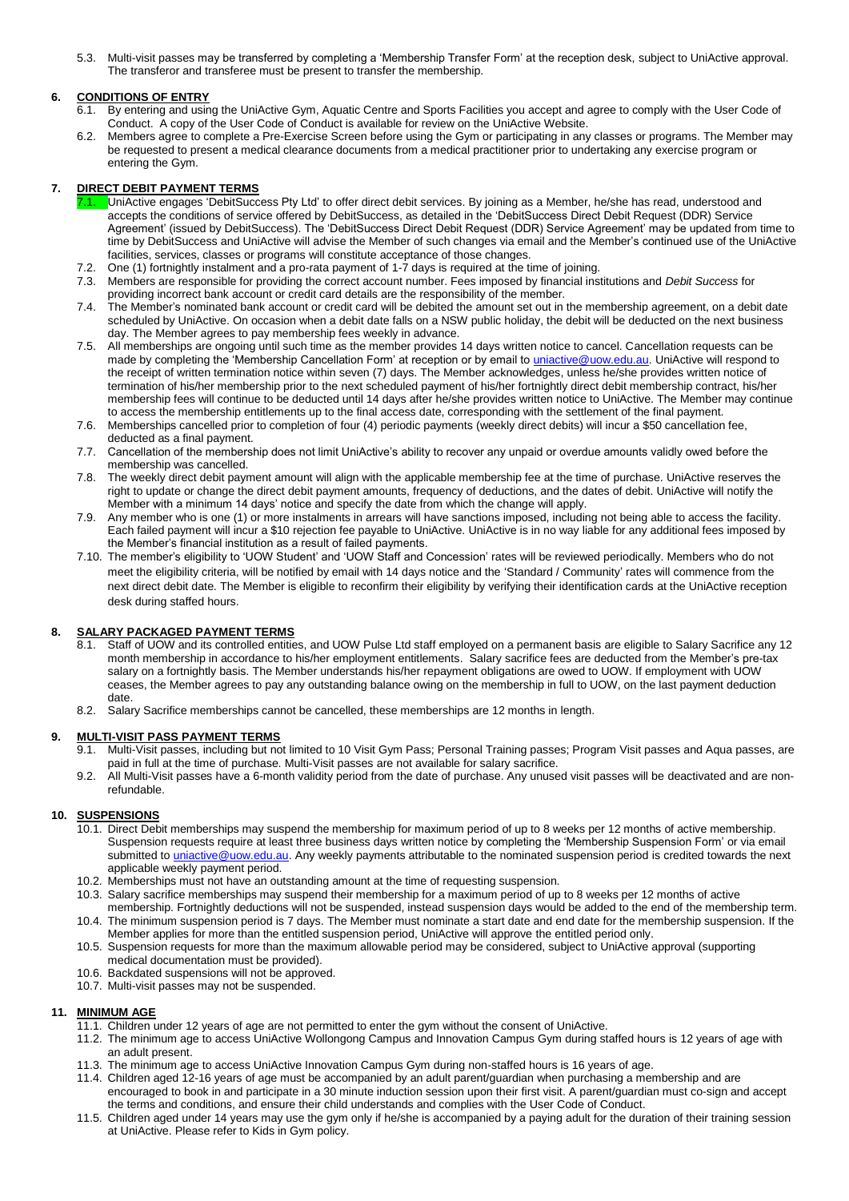5.3. Multi-visit passes may be transferred by completing a 'Membership Transfer Form' at the reception desk, subject to UniActive approval. The transferor and transferee must be present to transfer the membership.

## 6. CONDITIONS OF ENTRY

6.1. By entering and using the UniActive Gym, Aquatic Centre and Sports Facilities you accept and agree to comply with the User Code of Conduct. A copy of the User Code of Conduct is available for review on the UniActive Website.

6.2. Members agree to complete a Pre-Exercise Screen before using the Gym or participating in any classes or programs. The Member may be requested to present a medical clearance documents from a medical practitioner prior to undertaking any exercise program or entering the Gym.

## 7. DIRECT DEBIT PAYMENT TERMS

7.1. UniActive engages 'DebitSuccess Pty Ltd' to offer direct debit services. By joining as a Member, he/she has read, understood and accepts the conditions of service offered by DebitSuccess, as detailed in the 'DebitSuccess Direct Debit Request (DDR) Service Agreement' (issued by DebitSuccess). The 'DebitSuccess Direct Debit Request (DDR) Service Agreement' may be updated from time to time by DebitSuccess and UniActive will advise the Member of such changes via email and the Member's continued use of the UniActive facilities, services, classes or programs will constitute acceptance of those changes.

7.2. One (1) fortnightly instalment and a pro-rata payment of 1-7 days is required at the time of joining.

7.3. Members are responsible for providing the correct account number. Fees imposed by financial institutions and *Debit Success* for providing incorrect bank account or credit card details are the responsibility of the member.

7.4. The Member's nominated bank account or credit card will be debited the amount set out in the membership agreement, on a debit date scheduled by UniActive. On occasion when a debit date falls on a NSW public holiday, the debit will be deducted on the next business day. The Member agrees to pay membership fees weekly in advance.

7.5. All memberships are ongoing until such time as the member provides 14 days written notice to cancel. Cancellation requests can be made by completing the 'Membership Cancellation Form' at reception or by email to uniactive@uow.edu.au. UniActive will respond to the receipt of written termination notice within seven (7) days. The Member acknowledges, unless he/she provides written notice of termination of his/her membership prior to the next scheduled payment of his/her fortnightly direct debit membership contract, his/her membership fees will continue to be deducted until 14 days after he/she provides written notice to UniActive. The Member may continue to access the membership entitlements up to the final access date, corresponding with the settlement of the final payment.

7.6. Memberships cancelled prior to completion of four (4) periodic payments (weekly direct debits) will incur a $50 cancellation fee, deducted as a final payment.

7.7. Cancellation of the membership does not limit UniActive's ability to recover any unpaid or overdue amounts validly owed before the membership was cancelled.

7.8. The weekly direct debit payment amount will align with the applicable membership fee at the time of purchase. UniActive reserves the right to update or change the direct debit payment amounts, frequency of deductions, and the dates of debit. UniActive will notify the Member with a minimum 14 days' notice and specify the date from which the change will apply.

7.9. Any member who is one (1) or more instalments in arrears will have sanctions imposed, including not being able to access the facility. Each failed payment will incur a $10 rejection fee payable to UniActive. UniActive is in no way liable for any additional fees imposed by the Member's financial institution as a result of failed payments.

7.10. The member's eligibility to 'UOW Student' and 'UOW Staff and Concession' rates will be reviewed periodically. Members who do not meet the eligibility criteria, will be notified by email with 14 days notice and the 'Standard / Community' rates will commence from the next direct debit date. The Member is eligible to reconfirm their eligibility by verifying their identification cards at the UniActive reception desk during staffed hours.

## 8. SALARY PACKAGED PAYMENT TERMS

8.1. Staff of UOW and its controlled entities, and UOW Pulse Ltd staff employed on a permanent basis are eligible to Salary Sacrifice any 12 month membership in accordance to his/her employment entitlements. Salary sacrifice fees are deducted from the Member's pre-tax salary on a fortnightly basis. The Member understands his/her repayment obligations are owed to UOW. If employment with UOW ceases, the Member agrees to pay any outstanding balance owing on the membership in full to UOW, on the last payment deduction date.

8.2. Salary Sacrifice memberships cannot be cancelled, these memberships are 12 months in length.

## 9. MULTI-VISIT PASS PAYMENT TERMS

9.1. Multi-Visit passes, including but not limited to 10 Visit Gym Pass; Personal Training passes; Program Visit passes and Aqua passes, are paid in full at the time of purchase. Multi-Visit passes are not available for salary sacrifice.

9.2. All Multi-Visit passes have a 6-month validity period from the date of purchase. Any unused visit passes will be deactivated and are non-refundable.

## 10. SUSPENSIONS

10.1. Direct Debit memberships may suspend the membership for maximum period of up to 8 weeks per 12 months of active membership. Suspension requests require at least three business days written notice by completing the 'Membership Suspension Form' or via email submitted to uniactive@uow.edu.au. Any weekly payments attributable to the nominated suspension period is credited towards the next applicable weekly payment period.

10.2. Memberships must not have an outstanding amount at the time of requesting suspension.

10.3. Salary sacrifice memberships may suspend their membership for a maximum period of up to 8 weeks per 12 months of active membership. Fortnightly deductions will not be suspended, instead suspension days would be added to the end of the membership term.

10.4. The minimum suspension period is 7 days. The Member must nominate a start date and end date for the membership suspension. If the Member applies for more than the entitled suspension period, UniActive will approve the entitled period only.

10.5. Suspension requests for more than the maximum allowable period may be considered, subject to UniActive approval (supporting medical documentation must be provided).

10.6. Backdated suspensions will not be approved.

10.7. Multi-visit passes may not be suspended.

## 11. MINIMUM AGE

11.1. Children under 12 years of age are not permitted to enter the gym without the consent of UniActive.

11.2. The minimum age to access UniActive Wollongong Campus and Innovation Campus Gym during staffed hours is 12 years of age with an adult present.

11.3. The minimum age to access UniActive Innovation Campus Gym during non-staffed hours is 16 years of age.

11.4. Children aged 12-16 years of age must be accompanied by an adult parent/guardian when purchasing a membership and are encouraged to book in and participate in a 30 minute induction session upon their first visit. A parent/guardian must co-sign and accept the terms and conditions, and ensure their child understands and complies with the User Code of Conduct.

11.5. Children aged under 14 years may use the gym only if he/she is accompanied by a paying adult for the duration of their training session at UniActive. Please refer to Kids in Gym policy.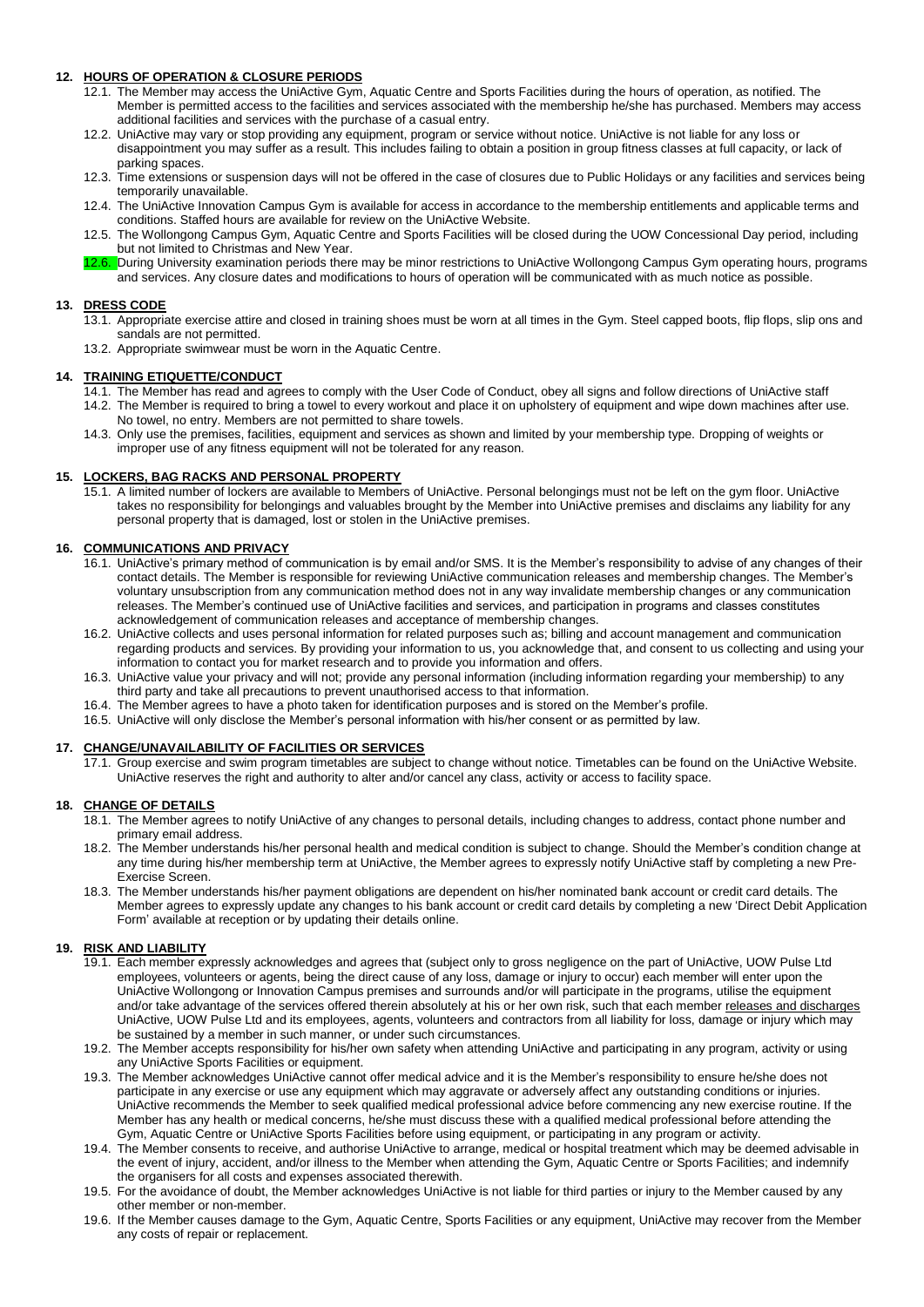### 12. HOURS OF OPERATION & CLOSURE PERIODS

12.1. The Member may access the UniActive Gym, Aquatic Centre and Sports Facilities during the hours of operation, as notified. The Member is permitted access to the facilities and services associated with the membership he/she has purchased. Members may access additional facilities and services with the purchase of a casual entry.

12.2. UniActive may vary or stop providing any equipment, program or service without notice. UniActive is not liable for any loss or disappointment you may suffer as a result. This includes failing to obtain a position in group fitness classes at full capacity, or lack of parking spaces.

12.3. Time extensions or suspension days will not be offered in the case of closures due to Public Holidays or any facilities and services being temporarily unavailable.

12.4. The UniActive Innovation Campus Gym is available for access in accordance to the membership entitlements and applicable terms and conditions. Staffed hours are available for review on the UniActive Website.

12.5. The Wollongong Campus Gym, Aquatic Centre and Sports Facilities will be closed during the UOW Concessional Day period, including but not limited to Christmas and New Year.

12.6. During University examination periods there may be minor restrictions to UniActive Wollongong Campus Gym operating hours, programs and services. Any closure dates and modifications to hours of operation will be communicated with as much notice as possible.

### 13. DRESS CODE

13.1. Appropriate exercise attire and closed in training shoes must be worn at all times in the Gym. Steel capped boots, flip flops, slip ons and sandals are not permitted.

13.2. Appropriate swimwear must be worn in the Aquatic Centre.

### 14. TRAINING ETIQUETTE/CONDUCT

14.1. The Member has read and agrees to comply with the User Code of Conduct, obey all signs and follow directions of UniActive staff

14.2. The Member is required to bring a towel to every workout and place it on upholstery of equipment and wipe down machines after use. No towel, no entry. Members are not permitted to share towels.

14.3. Only use the premises, facilities, equipment and services as shown and limited by your membership type. Dropping of weights or improper use of any fitness equipment will not be tolerated for any reason.

### 15. LOCKERS, BAG RACKS AND PERSONAL PROPERTY

15.1. A limited number of lockers are available to Members of UniActive. Personal belongings must not be left on the gym floor. UniActive takes no responsibility for belongings and valuables brought by the Member into UniActive premises and disclaims any liability for any personal property that is damaged, lost or stolen in the UniActive premises.

### 16. COMMUNICATIONS AND PRIVACY

16.1. UniActive's primary method of communication is by email and/or SMS. It is the Member's responsibility to advise of any changes of their contact details. The Member is responsible for reviewing UniActive communication releases and membership changes. The Member's voluntary unsubscription from any communication method does not in any way invalidate membership changes or any communication releases. The Member's continued use of UniActive facilities and services, and participation in programs and classes constitutes acknowledgement of communication releases and acceptance of membership changes.

16.2. UniActive collects and uses personal information for related purposes such as; billing and account management and communication regarding products and services. By providing your information to us, you acknowledge that, and consent to us collecting and using your information to contact you for market research and to provide you information and offers.

16.3. UniActive value your privacy and will not; provide any personal information (including information regarding your membership) to any third party and take all precautions to prevent unauthorised access to that information.

16.4. The Member agrees to have a photo taken for identification purposes and is stored on the Member's profile.

16.5. UniActive will only disclose the Member's personal information with his/her consent or as permitted by law.

### 17. CHANGE/UNAVAILABILITY OF FACILITIES OR SERVICES

17.1. Group exercise and swim program timetables are subject to change without notice. Timetables can be found on the UniActive Website. UniActive reserves the right and authority to alter and/or cancel any class, activity or access to facility space.

### 18. CHANGE OF DETAILS

18.1. The Member agrees to notify UniActive of any changes to personal details, including changes to address, contact phone number and primary email address.

18.2. The Member understands his/her personal health and medical condition is subject to change. Should the Member's condition change at any time during his/her membership term at UniActive, the Member agrees to expressly notify UniActive staff by completing a new Pre-Exercise Screen.

18.3. The Member understands his/her payment obligations are dependent on his/her nominated bank account or credit card details. The Member agrees to expressly update any changes to his bank account or credit card details by completing a new 'Direct Debit Application Form' available at reception or by updating their details online.

### 19. RISK AND LIABILITY

19.1. Each member expressly acknowledges and agrees that (subject only to gross negligence on the part of UniActive, UOW Pulse Ltd employees, volunteers or agents, being the direct cause of any loss, damage or injury to occur) each member will enter upon the UniActive Wollongong or Innovation Campus premises and surrounds and/or will participate in the programs, utilise the equipment and/or take advantage of the services offered therein absolutely at his or her own risk, such that each member releases and discharges UniActive, UOW Pulse Ltd and its employees, agents, volunteers and contractors from all liability for loss, damage or injury which may be sustained by a member in such manner, or under such circumstances.

19.2. The Member accepts responsibility for his/her own safety when attending UniActive and participating in any program, activity or using any UniActive Sports Facilities or equipment.

19.3. The Member acknowledges UniActive cannot offer medical advice and it is the Member's responsibility to ensure he/she does not participate in any exercise or use any equipment which may aggravate or adversely affect any outstanding conditions or injuries. UniActive recommends the Member to seek qualified medical professional advice before commencing any new exercise routine. If the Member has any health or medical concerns, he/she must discuss these with a qualified medical professional before attending the Gym, Aquatic Centre or UniActive Sports Facilities before using equipment, or participating in any program or activity.

19.4. The Member consents to receive, and authorise UniActive to arrange, medical or hospital treatment which may be deemed advisable in the event of injury, accident, and/or illness to the Member when attending the Gym, Aquatic Centre or Sports Facilities; and indemnify the organisers for all costs and expenses associated therewith.

19.5. For the avoidance of doubt, the Member acknowledges UniActive is not liable for third parties or injury to the Member caused by any other member or non-member.

19.6. If the Member causes damage to the Gym, Aquatic Centre, Sports Facilities or any equipment, UniActive may recover from the Member any costs of repair or replacement.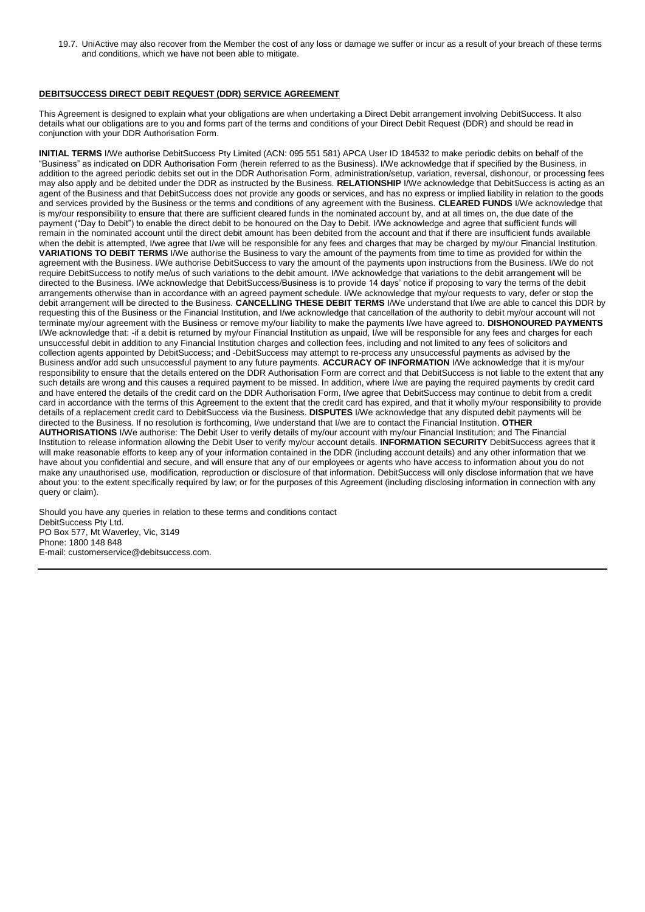19.7. UniActive may also recover from the Member the cost of any loss or damage we suffer or incur as a result of your breach of these terms and conditions, which we have not been able to mitigate.

## DEBITSUCCESS DIRECT DEBIT REQUEST (DDR) SERVICE AGREEMENT

This Agreement is designed to explain what your obligations are when undertaking a Direct Debit arrangement involving DebitSuccess. It also details what our obligations are to you and forms part of the terms and conditions of your Direct Debit Request (DDR) and should be read in conjunction with your DDR Authorisation Form.

**INITIAL TERMS** I/We authorise DebitSuccess Pty Limited (ACN: 095 551 581) APCA User ID 184532 to make periodic debits on behalf of the "Business" as indicated on DDR Authorisation Form (herein referred to as the Business). I/We acknowledge that if specified by the Business, in addition to the agreed periodic debits set out in the DDR Authorisation Form, administration/setup, variation, reversal, dishonour, or processing fees may also apply and be debited under the DDR as instructed by the Business. **RELATIONSHIP** I/We acknowledge that DebitSuccess is acting as an agent of the Business and that DebitSuccess does not provide any goods or services, and has no express or implied liability in relation to the goods and services provided by the Business or the terms and conditions of any agreement with the Business. **CLEARED FUNDS** I/We acknowledge that is my/our responsibility to ensure that there are sufficient cleared funds in the nominated account by, and at all times on, the due date of the payment ("Day to Debit") to enable the direct debit to be honoured on the Day to Debit. I/We acknowledge and agree that sufficient funds will remain in the nominated account until the direct debit amount has been debited from the account and that if there are insufficient funds available when the debit is attempted, I/we agree that I/we will be responsible for any fees and charges that may be charged by my/our Financial Institution. **VARIATIONS TO DEBIT TERMS** I/We authorise the Business to vary the amount of the payments from time to time as provided for within the agreement with the Business. I/We authorise DebitSuccess to vary the amount of the payments upon instructions from the Business. I/We do not require DebitSuccess to notify me/us of such variations to the debit amount. I/We acknowledge that variations to the debit arrangement will be directed to the Business. I/We acknowledge that DebitSuccess/Business is to provide 14 days' notice if proposing to vary the terms of the debit arrangements otherwise than in accordance with an agreed payment schedule. I/We acknowledge that my/our requests to vary, defer or stop the debit arrangement will be directed to the Business. **CANCELLING THESE DEBIT TERMS** I/We understand that I/we are able to cancel this DDR by requesting this of the Business or the Financial Institution, and I/we acknowledge that cancellation of the authority to debit my/our account will not terminate my/our agreement with the Business or remove my/our liability to make the payments I/we have agreed to. **DISHONOURED PAYMENTS** I/We acknowledge that: -if a debit is returned by my/our Financial Institution as unpaid, I/we will be responsible for any fees and charges for each unsuccessful debit in addition to any Financial Institution charges and collection fees, including and not limited to any fees of solicitors and collection agents appointed by DebitSuccess; and -DebitSuccess may attempt to re-process any unsuccessful payments as advised by the Business and/or add such unsuccessful payment to any future payments. **ACCURACY OF INFORMATION** I/We acknowledge that it is my/our responsibility to ensure that the details entered on the DDR Authorisation Form are correct and that DebitSuccess is not liable to the extent that any such details are wrong and this causes a required payment to be missed. In addition, where I/we are paying the required payments by credit card and have entered the details of the credit card on the DDR Authorisation Form, I/we agree that DebitSuccess may continue to debit from a credit card in accordance with the terms of this Agreement to the extent that the credit card has expired, and that it wholly my/our responsibility to provide details of a replacement credit card to DebitSuccess via the Business. **DISPUTES** I/We acknowledge that any disputed debit payments will be directed to the Business. If no resolution is forthcoming, I/we understand that I/we are to contact the Financial Institution. **OTHER AUTHORISATIONS** I/We authorise: The Debit User to verify details of my/our account with my/our Financial Institution; and The Financial Institution to release information allowing the Debit User to verify my/our account details. **INFORMATION SECURITY** DebitSuccess agrees that it will make reasonable efforts to keep any of your information contained in the DDR (including account details) and any other information that we have about you confidential and secure, and will ensure that any of our employees or agents who have access to information about you do not make any unauthorised use, modification, reproduction or disclosure of that information. DebitSuccess will only disclose information that we have about you: to the extent specifically required by law; or for the purposes of this Agreement (including disclosing information in connection with any query or claim).

Should you have any queries in relation to these terms and conditions contact
DebitSuccess Pty Ltd.
PO Box 577, Mt Waverley, Vic, 3149
Phone: 1800 148 848
E-mail: customerservice@debitsuccess.com.